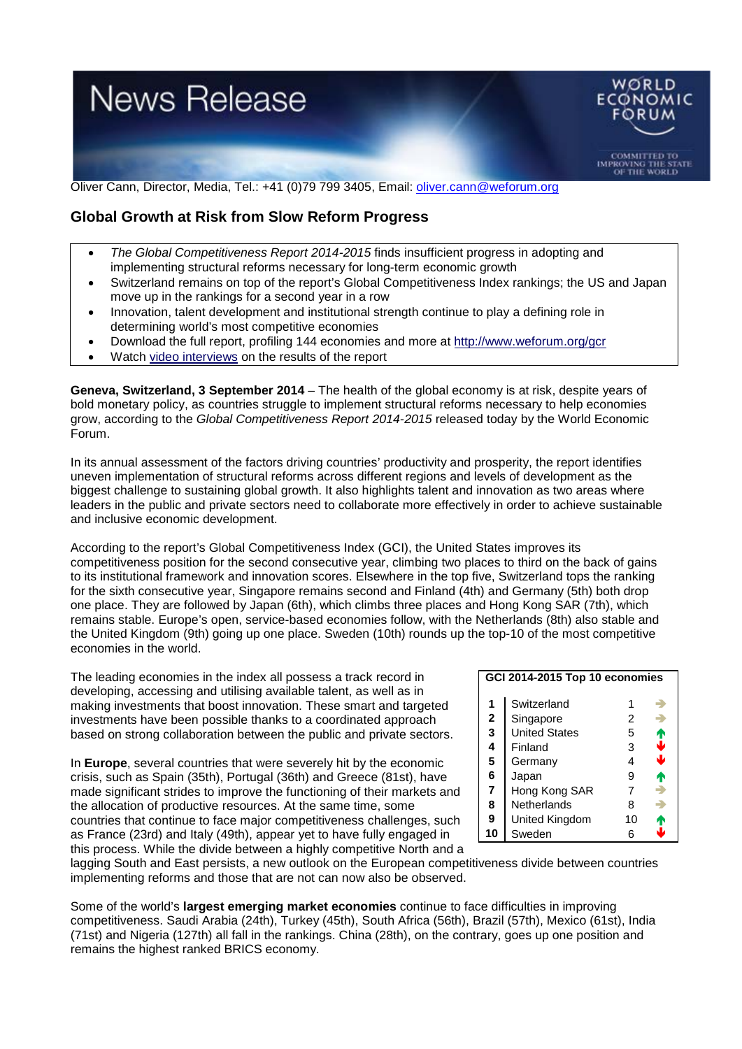# News Release

Oliver Cann, Director, Media, Tel.: +41 (0)79 799 3405, Email: oliver.cann@weforum.org

## Global Growth at Risk from Slow Reform Progress

- *The Global Competitiveness Report 2014-2015* finds insufficient progress in adopting and implementing structural reforms necessary for long-term economic growth
- Switzerland remains on top of the report's Global Competitiveness Index rankings; the US and Japan move up in the rankings for a second year in a row
- Innovation, talent development and institutional strength continue to play a defining role in determining world's most competitive economies
- Download the full report, profiling 144 economies and more at http://www.weforum.org/gcr
- Watch video interviews on the results of the report

**Geneva, Switzerland, 3 September 2014** – The health of the global economy is at risk, despite years of bold monetary policy, as countries struggle to implement structural reforms necessary to help economies grow, according to the *Global Competitiveness Report 2014-2015* released today by the World Economic Forum.

In its annual assessment of the factors driving countries' productivity and prosperity, the report identifies uneven implementation of structural reforms across different regions and levels of development as the biggest challenge to sustaining global growth. It also highlights talent and innovation as two areas where leaders in the public and private sectors need to collaborate more effectively in order to achieve sustainable and inclusive economic development.

According to the report's Global Competitiveness Index (GCI), the United States improves its competitiveness position for the second consecutive year, climbing two places to third on the back of gains to its institutional framework and innovation scores. Elsewhere in the top five, Switzerland tops the ranking for the sixth consecutive year, Singapore remains second and Finland (4th) and Germany (5th) both drop one place. They are followed by Japan (6th), which climbs three places and Hong Kong SAR (7th), which remains stable. Europe's open, service-based economies follow, with the Netherlands (8th) also stable and the United Kingdom (9th) going up one place. Sweden (10th) rounds up the top-10 of the most competitive economies in the world.

**GCI 2014-2015 Top 10 economies**

| | | | |
|---|---|---|---|
| **1** | Switzerland | 1 | → |
| **2** | Singapore | 2 | → |
| **3** | United States | 5 | ↑ |
| **4** | Finland | 3 | ↓ |
| **5** | Germany | 4 | ↓ |
| **6** | Japan | 9 | ↑ |
| **7** | Hong Kong SAR | 7 | → |
| **8** | Netherlands | 8 | → |
| **9** | United Kingdom | 10 | ↑ |
| **10** | Sweden | 6 | ↓ |

The leading economies in the index all possess a track record in developing, accessing and utilising available talent, as well as in making investments that boost innovation. These smart and targeted investments have been possible thanks to a coordinated approach based on strong collaboration between the public and private sectors.

In **Europe**, several countries that were severely hit by the economic crisis, such as Spain (35th), Portugal (36th) and Greece (81st), have made significant strides to improve the functioning of their markets and the allocation of productive resources. At the same time, some countries that continue to face major competitiveness challenges, such as France (23rd) and Italy (49th), appear yet to have fully engaged in this process. While the divide between a highly competitive North and a lagging South and East persists, a new outlook on the European competitiveness divide between countries implementing reforms and those that are not can now also be observed.

Some of the world's **largest emerging market economies** continue to face difficulties in improving competitiveness. Saudi Arabia (24th), Turkey (45th), South Africa (56th), Brazil (57th), Mexico (61st), India (71st) and Nigeria (127th) all fall in the rankings. China (28th), on the contrary, goes up one position and remains the highest ranked BRICS economy.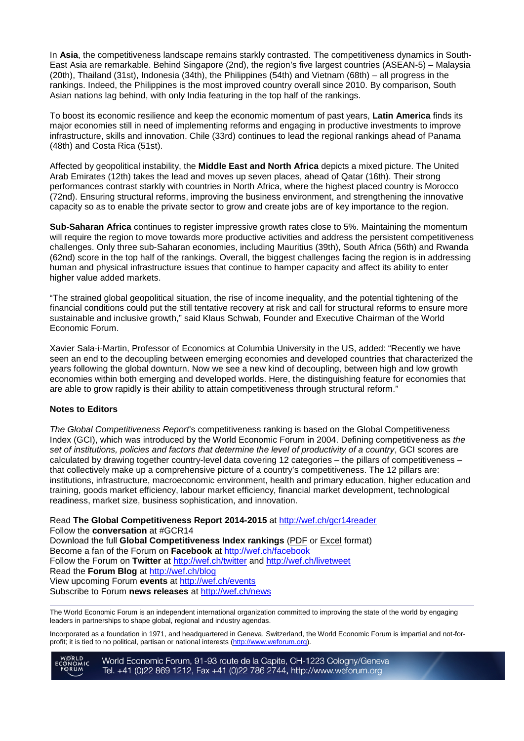In **Asia**, the competitiveness landscape remains starkly contrasted. The competitiveness dynamics in South-East Asia are remarkable. Behind Singapore (2nd), the region's five largest countries (ASEAN-5) – Malaysia (20th), Thailand (31st), Indonesia (34th), the Philippines (54th) and Vietnam (68th) – all progress in the rankings. Indeed, the Philippines is the most improved country overall since 2010. By comparison, South Asian nations lag behind, with only India featuring in the top half of the rankings.

To boost its economic resilience and keep the economic momentum of past years, **Latin America** finds its major economies still in need of implementing reforms and engaging in productive investments to improve infrastructure, skills and innovation. Chile (33rd) continues to lead the regional rankings ahead of Panama (48th) and Costa Rica (51st).

Affected by geopolitical instability, the **Middle East and North Africa** depicts a mixed picture. The United Arab Emirates (12th) takes the lead and moves up seven places, ahead of Qatar (16th). Their strong performances contrast starkly with countries in North Africa, where the highest placed country is Morocco (72nd). Ensuring structural reforms, improving the business environment, and strengthening the innovative capacity so as to enable the private sector to grow and create jobs are of key importance to the region.

**Sub-Saharan Africa** continues to register impressive growth rates close to 5%. Maintaining the momentum will require the region to move towards more productive activities and address the persistent competitiveness challenges. Only three sub-Saharan economies, including Mauritius (39th), South Africa (56th) and Rwanda (62nd) score in the top half of the rankings. Overall, the biggest challenges facing the region is in addressing human and physical infrastructure issues that continue to hamper capacity and affect its ability to enter higher value added markets.

"The strained global geopolitical situation, the rise of income inequality, and the potential tightening of the financial conditions could put the still tentative recovery at risk and call for structural reforms to ensure more sustainable and inclusive growth," said Klaus Schwab, Founder and Executive Chairman of the World Economic Forum.

Xavier Sala-i-Martin, Professor of Economics at Columbia University in the US, added: "Recently we have seen an end to the decoupling between emerging economies and developed countries that characterized the years following the global downturn. Now we see a new kind of decoupling, between high and low growth economies within both emerging and developed worlds. Here, the distinguishing feature for economies that are able to grow rapidly is their ability to attain competitiveness through structural reform."

**Notes to Editors**

*The Global Competitiveness Report*'s competitiveness ranking is based on the Global Competitiveness Index (GCI), which was introduced by the World Economic Forum in 2004. Defining competitiveness as *the set of institutions, policies and factors that determine the level of productivity of a country*, GCI scores are calculated by drawing together country-level data covering 12 categories – the pillars of competitiveness – that collectively make up a comprehensive picture of a country's competitiveness. The 12 pillars are: institutions, infrastructure, macroeconomic environment, health and primary education, higher education and training, goods market efficiency, labour market efficiency, financial market development, technological readiness, market size, business sophistication, and innovation.

Read **The Global Competitiveness Report 2014-2015** at http://wef.ch/gcr14reader
Follow the **conversation** at #GCR14
Download the full **Global Competitiveness Index rankings** (PDF or Excel format)
Become a fan of the Forum on **Facebook** at http://wef.ch/facebook
Follow the Forum on **Twitter** at http://wef.ch/twitter and http://wef.ch/livetweet
Read the **Forum Blog** at http://wef.ch/blog
View upcoming Forum **events** at http://wef.ch/events
Subscribe to Forum **news releases** at http://wef.ch/news

---

The World Economic Forum is an independent international organization committed to improving the state of the world by engaging leaders in partnerships to shape global, regional and industry agendas.

Incorporated as a foundation in 1971, and headquartered in Geneva, Switzerland, the World Economic Forum is impartial and not-for-profit; it is tied to no political, partisan or national interests (http://www.weforum.org).

World Economic Forum, 91-93 route de la Capite, CH-1223 Cologny/Geneva
Tel. +41 (0)22 869 1212, Fax +41 (0)22 786 2744, http://www.weforum.org